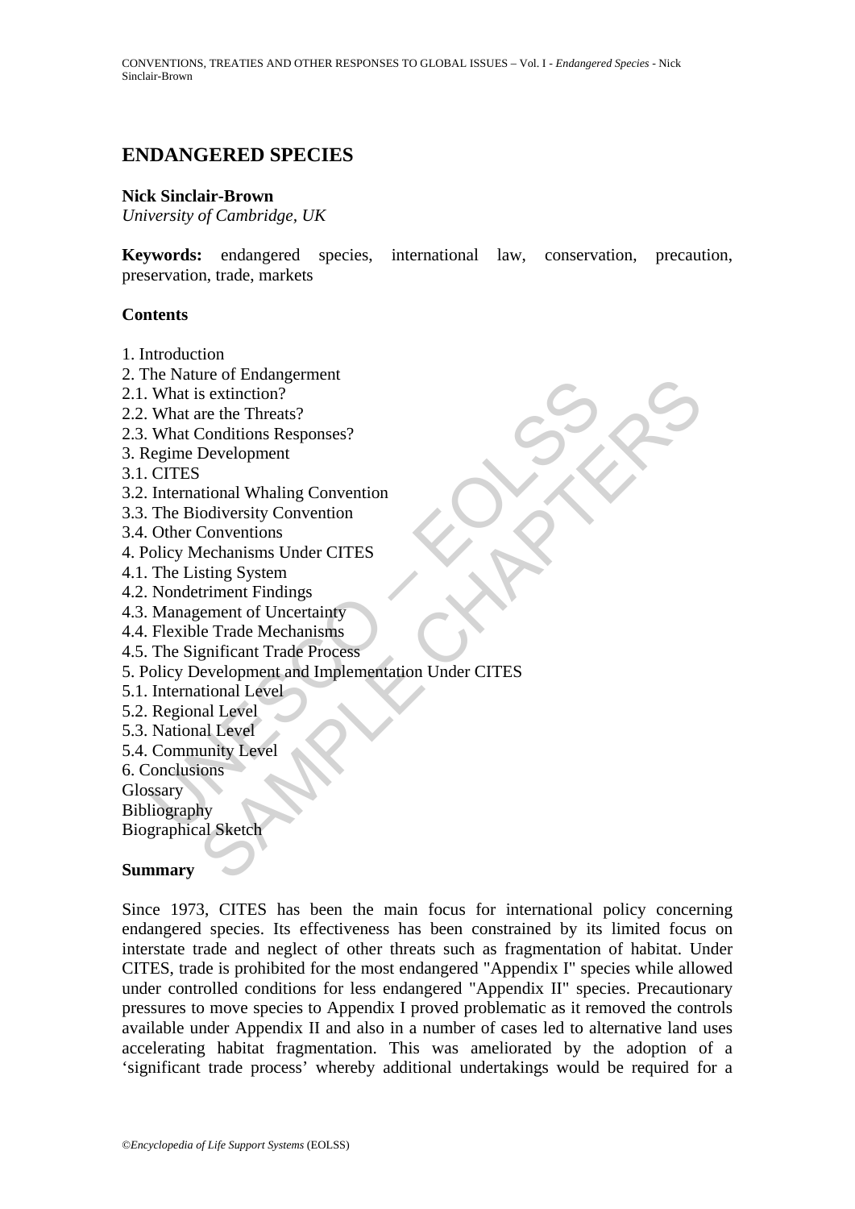# ENDANGERED SPECIES

**Nick Sinclair-Brown**
*University of Cambridge, UK*

**Keywords:** endangered species, international law, conservation, precaution, preservation, trade, markets

## Contents

1. Introduction
2. The Nature of Endangerment
2.1. What is extinction?
2.2. What are the Threats?
2.3. What Conditions Responses?
3. Regime Development
3.1. CITES
3.2. International Whaling Convention
3.3. The Biodiversity Convention
3.4. Other Conventions
4. Policy Mechanisms Under CITES
4.1. The Listing System
4.2. Nondetriment Findings
4.3. Management of Uncertainty
4.4. Flexible Trade Mechanisms
4.5. The Significant Trade Process
5. Policy Development and Implementation Under CITES
5.1. International Level
5.2. Regional Level
5.3. National Level
5.4. Community Level
6. Conclusions

Glossary
Bibliography
Biographical Sketch

## Summary

Since 1973, CITES has been the main focus for international policy concerning endangered species. Its effectiveness has been constrained by its limited focus on interstate trade and neglect of other threats such as fragmentation of habitat. Under CITES, trade is prohibited for the most endangered "Appendix I" species while allowed under controlled conditions for less endangered "Appendix II" species. Precautionary pressures to move species to Appendix I proved problematic as it removed the controls available under Appendix II and also in a number of cases led to alternative land uses accelerating habitat fragmentation. This was ameliorated by the adoption of a 'significant trade process' whereby additional undertakings would be required for a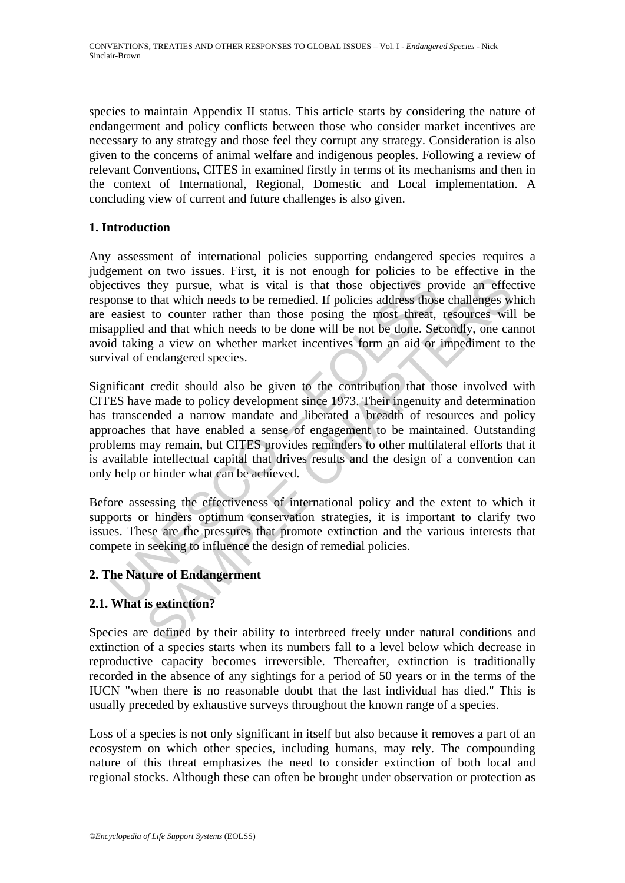species to maintain Appendix II status. This article starts by considering the nature of endangerment and policy conflicts between those who consider market incentives are necessary to any strategy and those feel they corrupt any strategy. Consideration is also given to the concerns of animal welfare and indigenous peoples. Following a review of relevant Conventions, CITES in examined firstly in terms of its mechanisms and then in the context of International, Regional, Domestic and Local implementation. A concluding view of current and future challenges is also given.

## 1. Introduction

Any assessment of international policies supporting endangered species requires a judgement on two issues. First, it is not enough for policies to be effective in the objectives they pursue, what is vital is that those objectives provide an effective response to that which needs to be remedied. If policies address those challenges which are easiest to counter rather than those posing the most threat, resources will be misapplied and that which needs to be done will be not be done. Secondly, one cannot avoid taking a view on whether market incentives form an aid or impediment to the survival of endangered species.

Significant credit should also be given to the contribution that those involved with CITES have made to policy development since 1973. Their ingenuity and determination has transcended a narrow mandate and liberated a breadth of resources and policy approaches that have enabled a sense of engagement to be maintained. Outstanding problems may remain, but CITES provides reminders to other multilateral efforts that it is available intellectual capital that drives results and the design of a convention can only help or hinder what can be achieved.

Before assessing the effectiveness of international policy and the extent to which it supports or hinders optimum conservation strategies, it is important to clarify two issues. These are the pressures that promote extinction and the various interests that compete in seeking to influence the design of remedial policies.

## 2. The Nature of Endangerment

### 2.1. What is extinction?

Species are defined by their ability to interbreed freely under natural conditions and extinction of a species starts when its numbers fall to a level below which decrease in reproductive capacity becomes irreversible. Thereafter, extinction is traditionally recorded in the absence of any sightings for a period of 50 years or in the terms of the IUCN "when there is no reasonable doubt that the last individual has died." This is usually preceded by exhaustive surveys throughout the known range of a species.

Loss of a species is not only significant in itself but also because it removes a part of an ecosystem on which other species, including humans, may rely. The compounding nature of this threat emphasizes the need to consider extinction of both local and regional stocks. Although these can often be brought under observation or protection as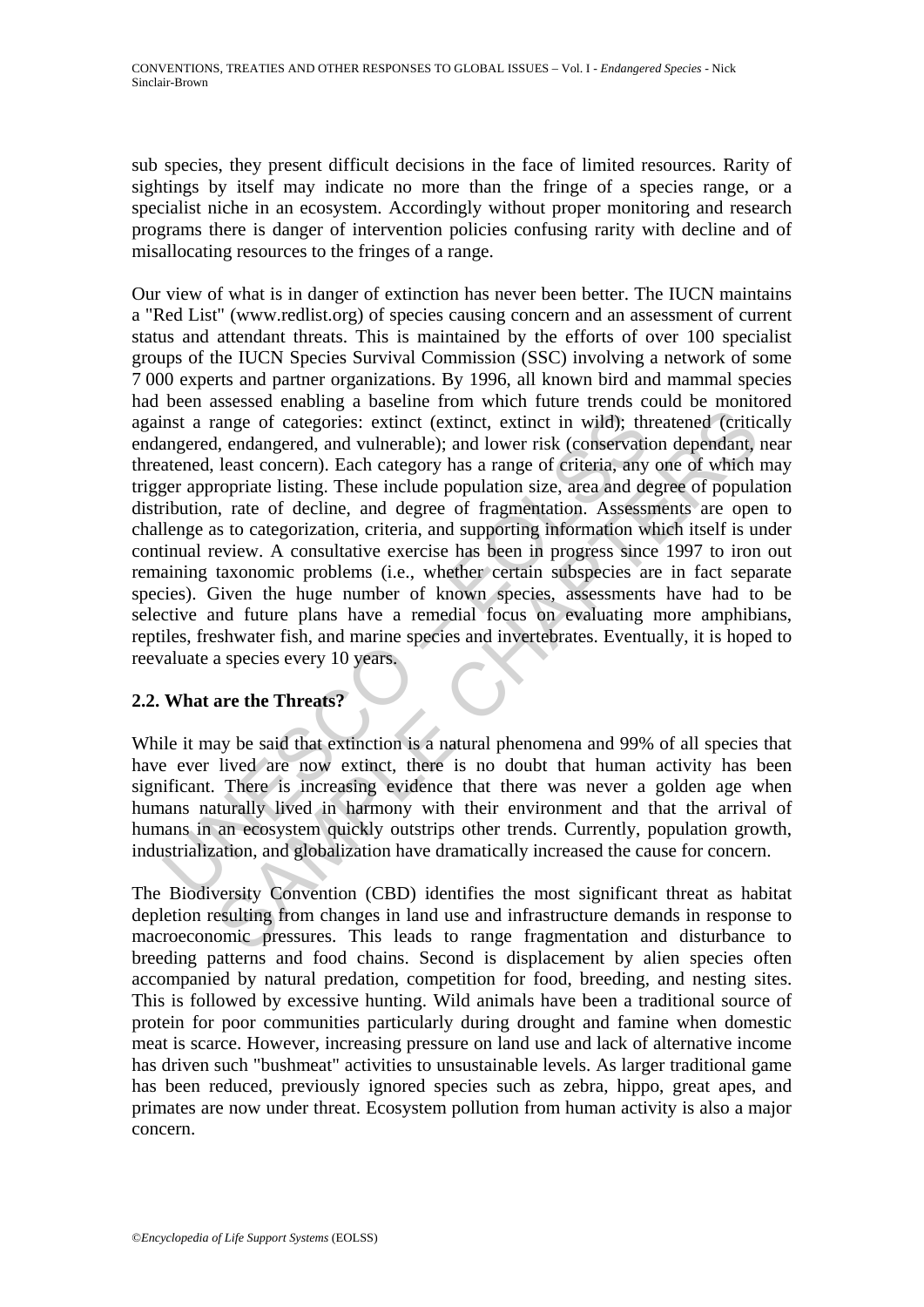sub species, they present difficult decisions in the face of limited resources. Rarity of sightings by itself may indicate no more than the fringe of a species range, or a specialist niche in an ecosystem. Accordingly without proper monitoring and research programs there is danger of intervention policies confusing rarity with decline and of misallocating resources to the fringes of a range.

Our view of what is in danger of extinction has never been better. The IUCN maintains a "Red List" (www.redlist.org) of species causing concern and an assessment of current status and attendant threats. This is maintained by the efforts of over 100 specialist groups of the IUCN Species Survival Commission (SSC) involving a network of some 7 000 experts and partner organizations. By 1996, all known bird and mammal species had been assessed enabling a baseline from which future trends could be monitored against a range of categories: extinct (extinct, extinct in wild); threatened (critically endangered, endangered, and vulnerable); and lower risk (conservation dependant, near threatened, least concern). Each category has a range of criteria, any one of which may trigger appropriate listing. These include population size, area and degree of population distribution, rate of decline, and degree of fragmentation. Assessments are open to challenge as to categorization, criteria, and supporting information which itself is under continual review. A consultative exercise has been in progress since 1997 to iron out remaining taxonomic problems (i.e., whether certain subspecies are in fact separate species). Given the huge number of known species, assessments have had to be selective and future plans have a remedial focus on evaluating more amphibians, reptiles, freshwater fish, and marine species and invertebrates. Eventually, it is hoped to reevaluate a species every 10 years.

## 2.2. What are the Threats?

While it may be said that extinction is a natural phenomena and 99% of all species that have ever lived are now extinct, there is no doubt that human activity has been significant. There is increasing evidence that there was never a golden age when humans naturally lived in harmony with their environment and that the arrival of humans in an ecosystem quickly outstrips other trends. Currently, population growth, industrialization, and globalization have dramatically increased the cause for concern.

The Biodiversity Convention (CBD) identifies the most significant threat as habitat depletion resulting from changes in land use and infrastructure demands in response to macroeconomic pressures. This leads to range fragmentation and disturbance to breeding patterns and food chains. Second is displacement by alien species often accompanied by natural predation, competition for food, breeding, and nesting sites. This is followed by excessive hunting. Wild animals have been a traditional source of protein for poor communities particularly during drought and famine when domestic meat is scarce. However, increasing pressure on land use and lack of alternative income has driven such "bushmeat" activities to unsustainable levels. As larger traditional game has been reduced, previously ignored species such as zebra, hippo, great apes, and primates are now under threat. Ecosystem pollution from human activity is also a major concern.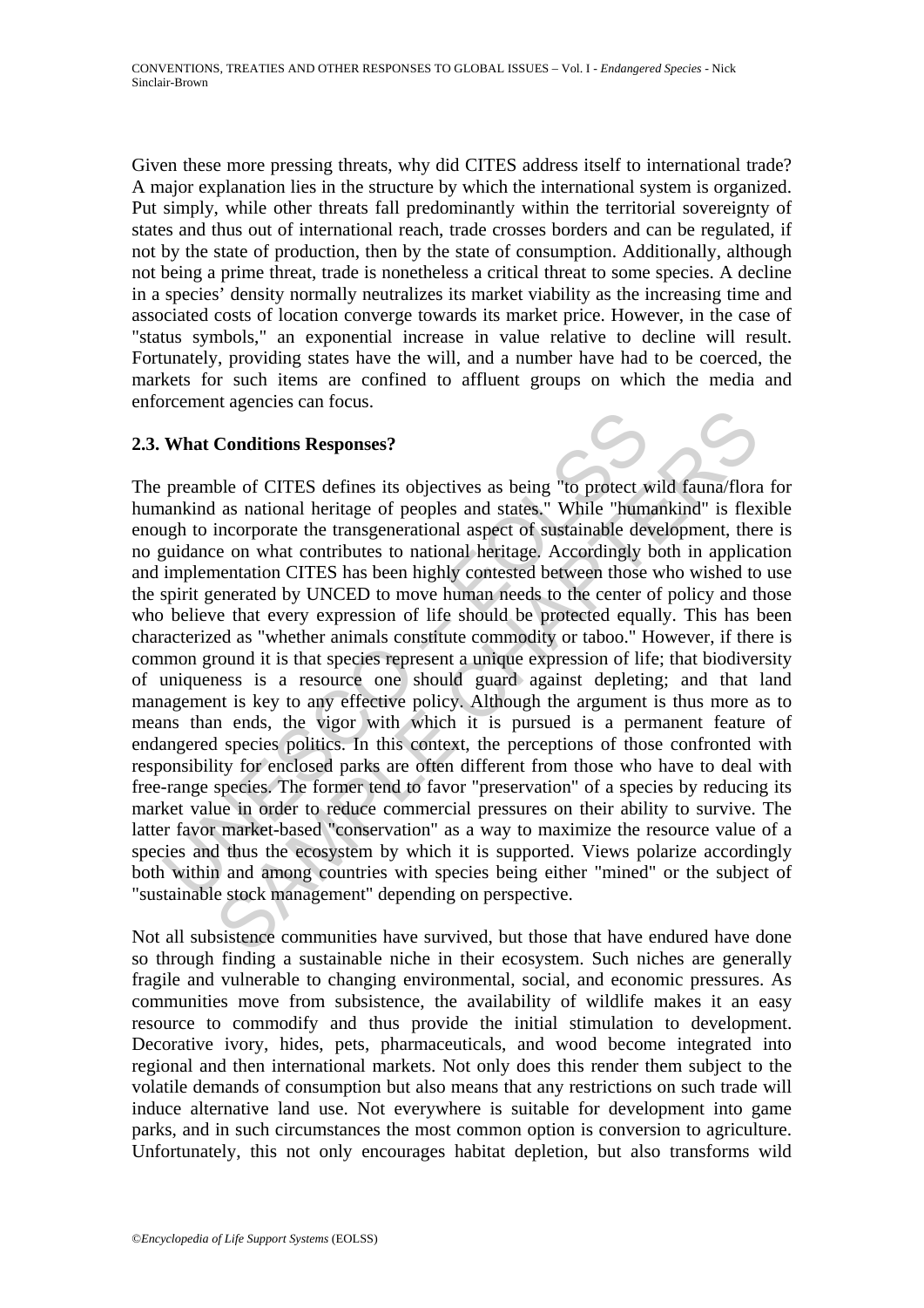Given these more pressing threats, why did CITES address itself to international trade? A major explanation lies in the structure by which the international system is organized. Put simply, while other threats fall predominantly within the territorial sovereignty of states and thus out of international reach, trade crosses borders and can be regulated, if not by the state of production, then by the state of consumption. Additionally, although not being a prime threat, trade is nonetheless a critical threat to some species. A decline in a species' density normally neutralizes its market viability as the increasing time and associated costs of location converge towards its market price. However, in the case of "status symbols," an exponential increase in value relative to decline will result. Fortunately, providing states have the will, and a number have had to be coerced, the markets for such items are confined to affluent groups on which the media and enforcement agencies can focus.

## 2.3. What Conditions Responses?

The preamble of CITES defines its objectives as being "to protect wild fauna/flora for humankind as national heritage of peoples and states." While "humankind" is flexible enough to incorporate the transgenerational aspect of sustainable development, there is no guidance on what contributes to national heritage. Accordingly both in application and implementation CITES has been highly contested between those who wished to use the spirit generated by UNCED to move human needs to the center of policy and those who believe that every expression of life should be protected equally. This has been characterized as "whether animals constitute commodity or taboo." However, if there is common ground it is that species represent a unique expression of life; that biodiversity of uniqueness is a resource one should guard against depleting; and that land management is key to any effective policy. Although the argument is thus more as to means than ends, the vigor with which it is pursued is a permanent feature of endangered species politics. In this context, the perceptions of those confronted with responsibility for enclosed parks are often different from those who have to deal with free-range species. The former tend to favor "preservation" of a species by reducing its market value in order to reduce commercial pressures on their ability to survive. The latter favor market-based "conservation" as a way to maximize the resource value of a species and thus the ecosystem by which it is supported. Views polarize accordingly both within and among countries with species being either "mined" or the subject of "sustainable stock management" depending on perspective.

Not all subsistence communities have survived, but those that have endured have done so through finding a sustainable niche in their ecosystem. Such niches are generally fragile and vulnerable to changing environmental, social, and economic pressures. As communities move from subsistence, the availability of wildlife makes it an easy resource to commodify and thus provide the initial stimulation to development. Decorative ivory, hides, pets, pharmaceuticals, and wood become integrated into regional and then international markets. Not only does this render them subject to the volatile demands of consumption but also means that any restrictions on such trade will induce alternative land use. Not everywhere is suitable for development into game parks, and in such circumstances the most common option is conversion to agriculture. Unfortunately, this not only encourages habitat depletion, but also transforms wild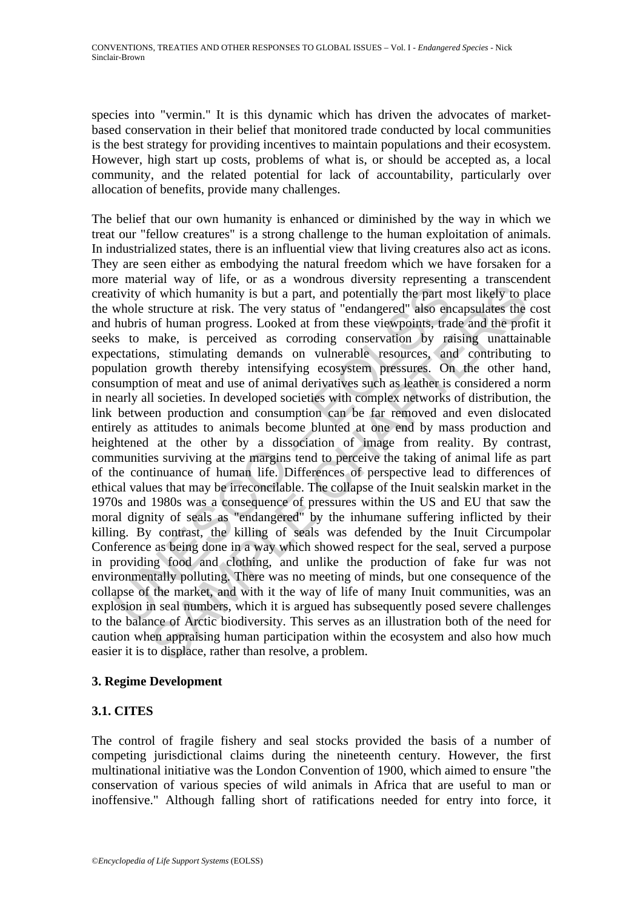species into "vermin." It is this dynamic which has driven the advocates of market-based conservation in their belief that monitored trade conducted by local communities is the best strategy for providing incentives to maintain populations and their ecosystem. However, high start up costs, problems of what is, or should be accepted as, a local community, and the related potential for lack of accountability, particularly over allocation of benefits, provide many challenges.

The belief that our own humanity is enhanced or diminished by the way in which we treat our "fellow creatures" is a strong challenge to the human exploitation of animals. In industrialized states, there is an influential view that living creatures also act as icons. They are seen either as embodying the natural freedom which we have forsaken for a more material way of life, or as a wondrous diversity representing a transcendent creativity of which humanity is but a part, and potentially the part most likely to place the whole structure at risk. The very status of "endangered" also encapsulates the cost and hubris of human progress. Looked at from these viewpoints, trade and the profit it seeks to make, is perceived as corroding conservation by raising unattainable expectations, stimulating demands on vulnerable resources, and contributing to population growth thereby intensifying ecosystem pressures. On the other hand, consumption of meat and use of animal derivatives such as leather is considered a norm in nearly all societies. In developed societies with complex networks of distribution, the link between production and consumption can be far removed and even dislocated entirely as attitudes to animals become blunted at one end by mass production and heightened at the other by a dissociation of image from reality. By contrast, communities surviving at the margins tend to perceive the taking of animal life as part of the continuance of human life. Differences of perspective lead to differences of ethical values that may be irreconcilable. The collapse of the Inuit sealskin market in the 1970s and 1980s was a consequence of pressures within the US and EU that saw the moral dignity of seals as "endangered" by the inhumane suffering inflicted by their killing. By contrast, the killing of seals was defended by the Inuit Circumpolar Conference as being done in a way which showed respect for the seal, served a purpose in providing food and clothing, and unlike the production of fake fur was not environmentally polluting. There was no meeting of minds, but one consequence of the collapse of the market, and with it the way of life of many Inuit communities, was an explosion in seal numbers, which it is argued has subsequently posed severe challenges to the balance of Arctic biodiversity. This serves as an illustration both of the need for caution when appraising human participation within the ecosystem and also how much easier it is to displace, rather than resolve, a problem.

## 3. Regime Development

### 3.1. CITES

The control of fragile fishery and seal stocks provided the basis of a number of competing jurisdictional claims during the nineteenth century. However, the first multinational initiative was the London Convention of 1900, which aimed to ensure "the conservation of various species of wild animals in Africa that are useful to man or inoffensive." Although falling short of ratifications needed for entry into force, it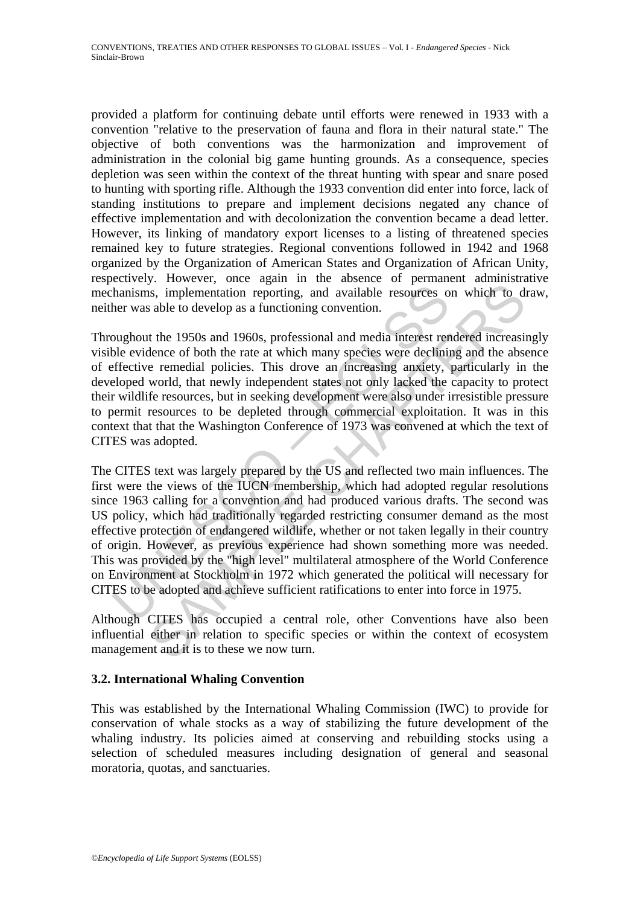provided a platform for continuing debate until efforts were renewed in 1933 with a convention "relative to the preservation of fauna and flora in their natural state." The objective of both conventions was the harmonization and improvement of administration in the colonial big game hunting grounds. As a consequence, species depletion was seen within the context of the threat hunting with spear and snare posed to hunting with sporting rifle. Although the 1933 convention did enter into force, lack of standing institutions to prepare and implement decisions negated any chance of effective implementation and with decolonization the convention became a dead letter. However, its linking of mandatory export licenses to a listing of threatened species remained key to future strategies. Regional conventions followed in 1942 and 1968 organized by the Organization of American States and Organization of African Unity, respectively. However, once again in the absence of permanent administrative mechanisms, implementation reporting, and available resources on which to draw, neither was able to develop as a functioning convention.

Throughout the 1950s and 1960s, professional and media interest rendered increasingly visible evidence of both the rate at which many species were declining and the absence of effective remedial policies. This drove an increasing anxiety, particularly in the developed world, that newly independent states not only lacked the capacity to protect their wildlife resources, but in seeking development were also under irresistible pressure to permit resources to be depleted through commercial exploitation. It was in this context that that the Washington Conference of 1973 was convened at which the text of CITES was adopted.

The CITES text was largely prepared by the US and reflected two main influences. The first were the views of the IUCN membership, which had adopted regular resolutions since 1963 calling for a convention and had produced various drafts. The second was US policy, which had traditionally regarded restricting consumer demand as the most effective protection of endangered wildlife, whether or not taken legally in their country of origin. However, as previous experience had shown something more was needed. This was provided by the "high level" multilateral atmosphere of the World Conference on Environment at Stockholm in 1972 which generated the political will necessary for CITES to be adopted and achieve sufficient ratifications to enter into force in 1975.

Although CITES has occupied a central role, other Conventions have also been influential either in relation to specific species or within the context of ecosystem management and it is to these we now turn.

### 3.2. International Whaling Convention

This was established by the International Whaling Commission (IWC) to provide for conservation of whale stocks as a way of stabilizing the future development of the whaling industry. Its policies aimed at conserving and rebuilding stocks using a selection of scheduled measures including designation of general and seasonal moratoria, quotas, and sanctuaries.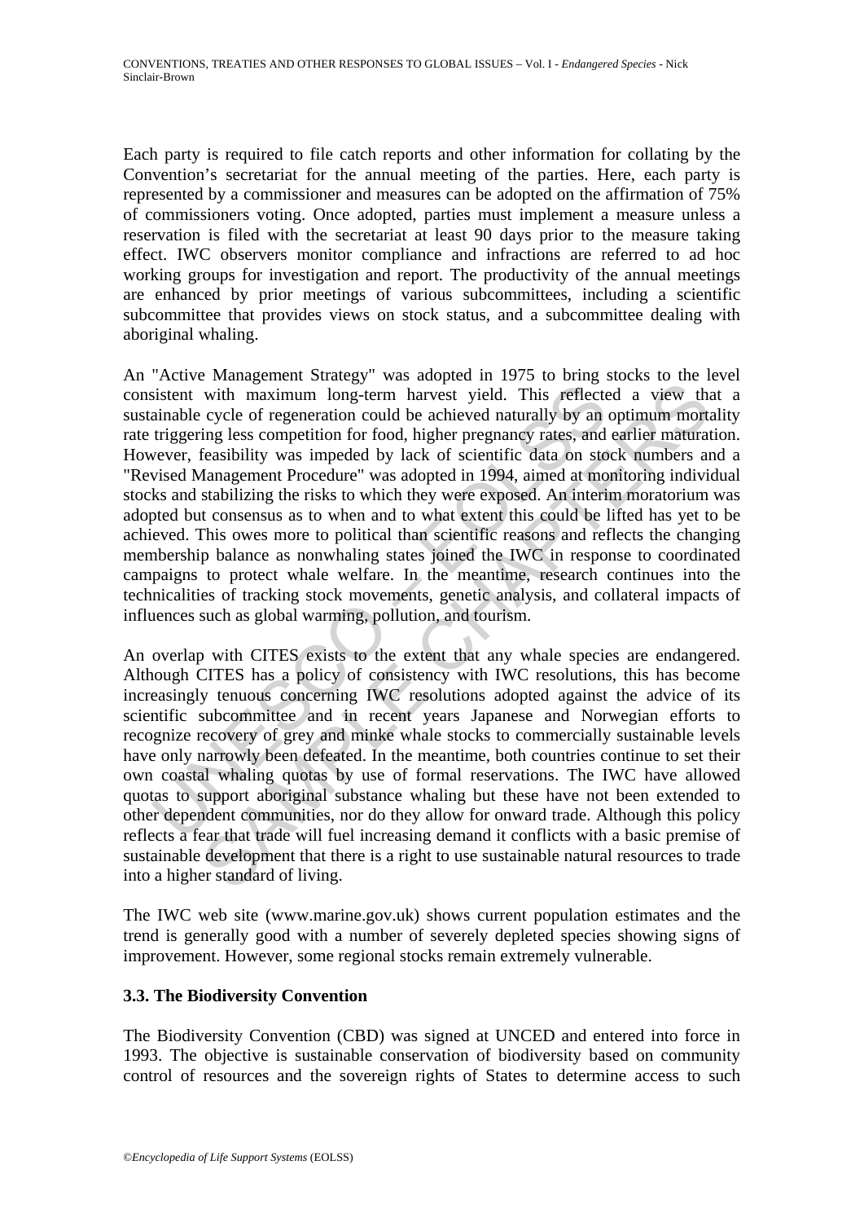Each party is required to file catch reports and other information for collating by the Convention's secretariat for the annual meeting of the parties. Here, each party is represented by a commissioner and measures can be adopted on the affirmation of 75% of commissioners voting. Once adopted, parties must implement a measure unless a reservation is filed with the secretariat at least 90 days prior to the measure taking effect. IWC observers monitor compliance and infractions are referred to ad hoc working groups for investigation and report. The productivity of the annual meetings are enhanced by prior meetings of various subcommittees, including a scientific subcommittee that provides views on stock status, and a subcommittee dealing with aboriginal whaling.

An "Active Management Strategy" was adopted in 1975 to bring stocks to the level consistent with maximum long-term harvest yield. This reflected a view that a sustainable cycle of regeneration could be achieved naturally by an optimum mortality rate triggering less competition for food, higher pregnancy rates, and earlier maturation. However, feasibility was impeded by lack of scientific data on stock numbers and a "Revised Management Procedure" was adopted in 1994, aimed at monitoring individual stocks and stabilizing the risks to which they were exposed. An interim moratorium was adopted but consensus as to when and to what extent this could be lifted has yet to be achieved. This owes more to political than scientific reasons and reflects the changing membership balance as nonwhaling states joined the IWC in response to coordinated campaigns to protect whale welfare. In the meantime, research continues into the technicalities of tracking stock movements, genetic analysis, and collateral impacts of influences such as global warming, pollution, and tourism.

An overlap with CITES exists to the extent that any whale species are endangered. Although CITES has a policy of consistency with IWC resolutions, this has become increasingly tenuous concerning IWC resolutions adopted against the advice of its scientific subcommittee and in recent years Japanese and Norwegian efforts to recognize recovery of grey and minke whale stocks to commercially sustainable levels have only narrowly been defeated. In the meantime, both countries continue to set their own coastal whaling quotas by use of formal reservations. The IWC have allowed quotas to support aboriginal substance whaling but these have not been extended to other dependent communities, nor do they allow for onward trade. Although this policy reflects a fear that trade will fuel increasing demand it conflicts with a basic premise of sustainable development that there is a right to use sustainable natural resources to trade into a higher standard of living.

The IWC web site (www.marine.gov.uk) shows current population estimates and the trend is generally good with a number of severely depleted species showing signs of improvement. However, some regional stocks remain extremely vulnerable.

### 3.3. The Biodiversity Convention

The Biodiversity Convention (CBD) was signed at UNCED and entered into force in 1993. The objective is sustainable conservation of biodiversity based on community control of resources and the sovereign rights of States to determine access to such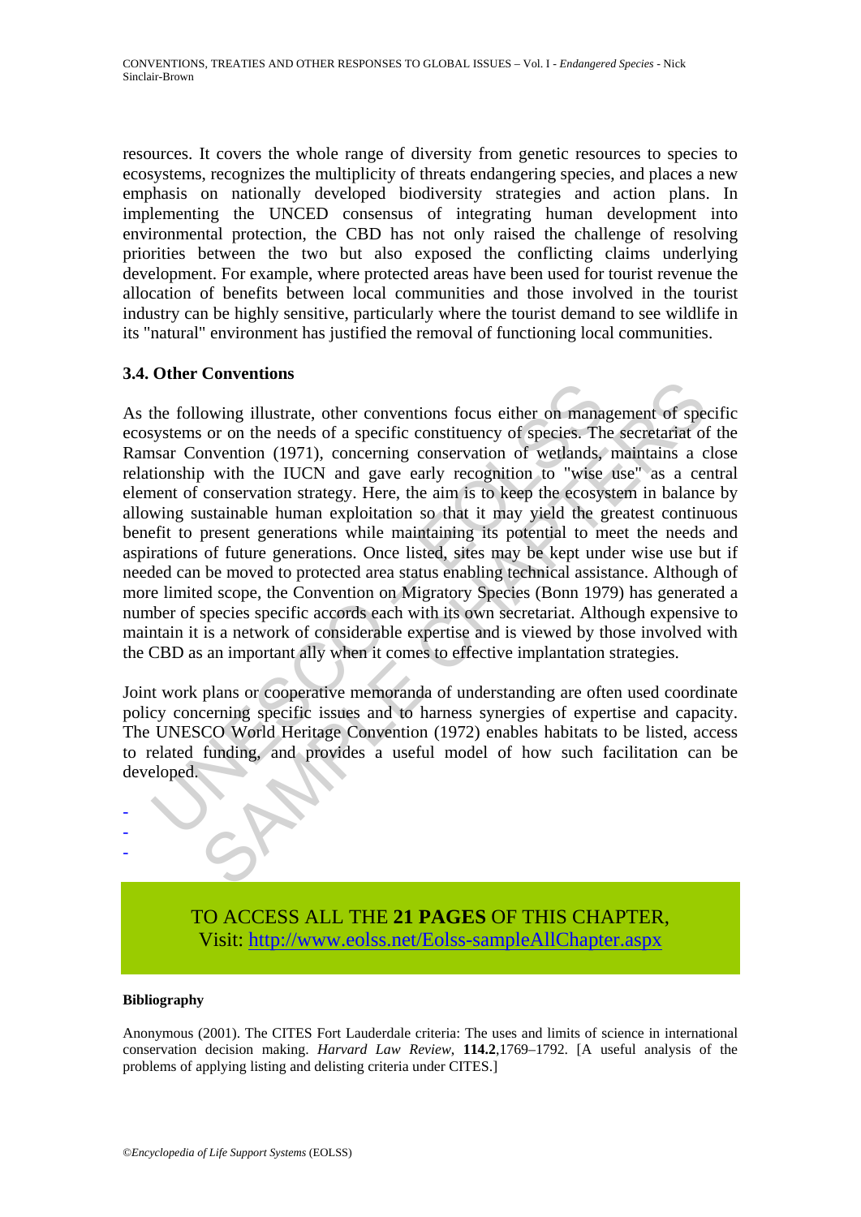resources. It covers the whole range of diversity from genetic resources to species to ecosystems, recognizes the multiplicity of threats endangering species, and places a new emphasis on nationally developed biodiversity strategies and action plans. In implementing the UNCED consensus of integrating human development into environmental protection, the CBD has not only raised the challenge of resolving priorities between the two but also exposed the conflicting claims underlying development. For example, where protected areas have been used for tourist revenue the allocation of benefits between local communities and those involved in the tourist industry can be highly sensitive, particularly where the tourist demand to see wildlife in its "natural" environment has justified the removal of functioning local communities.

### 3.4. Other Conventions

As the following illustrate, other conventions focus either on management of specific ecosystems or on the needs of a specific constituency of species. The secretariat of the Ramsar Convention (1971), concerning conservation of wetlands, maintains a close relationship with the IUCN and gave early recognition to "wise use" as a central element of conservation strategy. Here, the aim is to keep the ecosystem in balance by allowing sustainable human exploitation so that it may yield the greatest continuous benefit to present generations while maintaining its potential to meet the needs and aspirations of future generations. Once listed, sites may be kept under wise use but if needed can be moved to protected area status enabling technical assistance. Although of more limited scope, the Convention on Migratory Species (Bonn 1979) has generated a number of species specific accords each with its own secretariat. Although expensive to maintain it is a network of considerable expertise and is viewed by those involved with the CBD as an important ally when it comes to effective implantation strategies.

Joint work plans or cooperative memoranda of understanding are often used coordinate policy concerning specific issues and to harness synergies of expertise and capacity. The UNESCO World Heritage Convention (1972) enables habitats to be listed, access to related funding, and provides a useful model of how such facilitation can be developed.

-
-
-

TO ACCESS ALL THE **21 PAGES** OF THIS CHAPTER,
Visit: http://www.eolss.net/Eolss-sampleAllChapter.aspx

#### Bibliography

Anonymous (2001). The CITES Fort Lauderdale criteria: The uses and limits of science in international conservation decision making. *Harvard Law Review*, **114.2**,1769–1792. [A useful analysis of the problems of applying listing and delisting criteria under CITES.]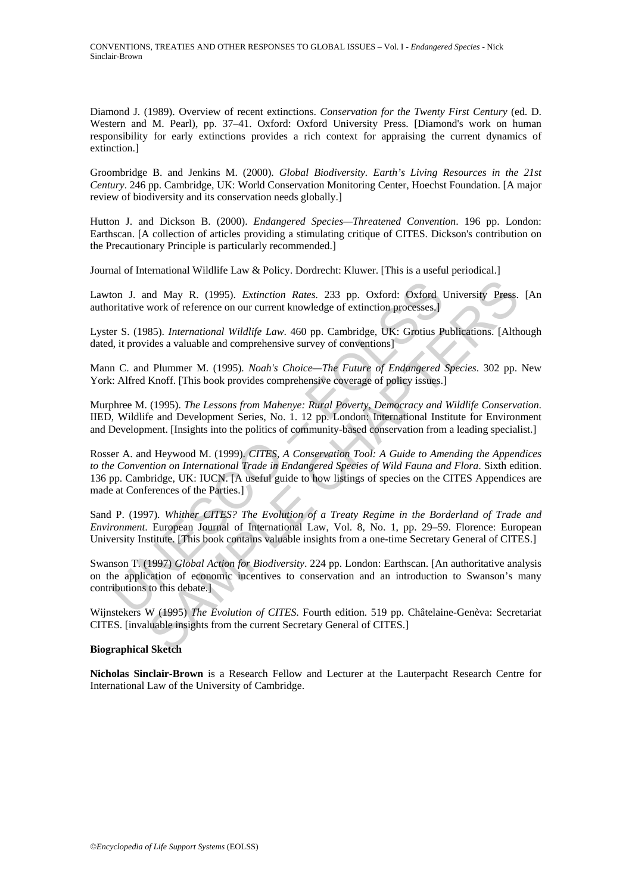Diamond J. (1989). Overview of recent extinctions. *Conservation for the Twenty First Century* (ed. D. Western and M. Pearl), pp. 37–41. Oxford: Oxford University Press. [Diamond's work on human responsibility for early extinctions provides a rich context for appraising the current dynamics of extinction.]

Groombridge B. and Jenkins M. (2000). *Global Biodiversity. Earth's Living Resources in the 21st Century*. 246 pp. Cambridge, UK: World Conservation Monitoring Center, Hoechst Foundation. [A major review of biodiversity and its conservation needs globally.]

Hutton J. and Dickson B. (2000). *Endangered Species—Threatened Convention*. 196 pp. London: Earthscan. [A collection of articles providing a stimulating critique of CITES. Dickson's contribution on the Precautionary Principle is particularly recommended.]

Journal of International Wildlife Law & Policy. Dordrecht: Kluwer. [This is a useful periodical.]

Lawton J. and May R. (1995). *Extinction Rates.* 233 pp. Oxford: Oxford University Press. [An authoritative work of reference on our current knowledge of extinction processes.]

Lyster S. (1985). *International Wildlife Law*. 460 pp. Cambridge, UK: Grotius Publications. [Although dated, it provides a valuable and comprehensive survey of conventions]

Mann C. and Plummer M. (1995). *Noah's Choice—The Future of Endangered Species*. 302 pp. New York: Alfred Knoff. [This book provides comprehensive coverage of policy issues.]

Murphree M. (1995). *The Lessons from Mahenye: Rural Poverty, Democracy and Wildlife Conservation*. IIED, Wildlife and Development Series, No. 1. 12 pp. London: International Institute for Environment and Development. [Insights into the politics of community-based conservation from a leading specialist.]

Rosser A. and Heywood M. (1999). *CITES, A Conservation Tool: A Guide to Amending the Appendices to the Convention on International Trade in Endangered Species of Wild Fauna and Flora*. Sixth edition. 136 pp. Cambridge, UK: IUCN. [A useful guide to how listings of species on the CITES Appendices are made at Conferences of the Parties.]

Sand P. (1997). *Whither CITES? The Evolution of a Treaty Regime in the Borderland of Trade and Environment.* European Journal of International Law, Vol. 8, No. 1, pp. 29–59. Florence: European University Institute. [This book contains valuable insights from a one-time Secretary General of CITES.]

Swanson T. (1997) *Global Action for Biodiversity*. 224 pp. London: Earthscan. [An authoritative analysis on the application of economic incentives to conservation and an introduction to Swanson's many contributions to this debate.]

Wijnstekers W (1995) *The Evolution of CITES.* Fourth edition. 519 pp. Châtelaine-Genèva: Secretariat CITES. [invaluable insights from the current Secretary General of CITES.]

**Biographical Sketch**

**Nicholas Sinclair-Brown** is a Research Fellow and Lecturer at the Lauterpacht Research Centre for International Law of the University of Cambridge.